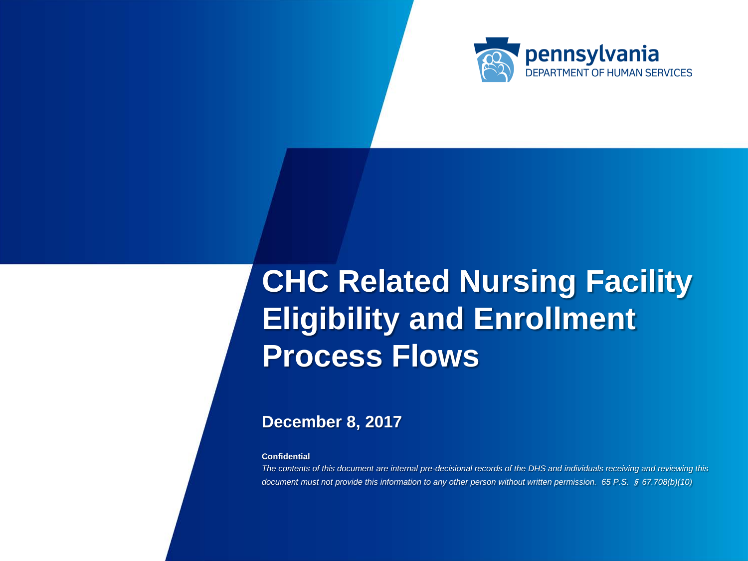pennsylvania
DEPARTMENT OF HUMAN SERVICES

# CHC Related Nursing Facility Eligibility and Enrollment Process Flows

**December 8, 2017**

**Confidential**

*The contents of this document are internal pre-decisional records of the DHS and individuals receiving and reviewing this document must not provide this information to any other person without written permission. 65 P.S. § 67.708(b)(10)*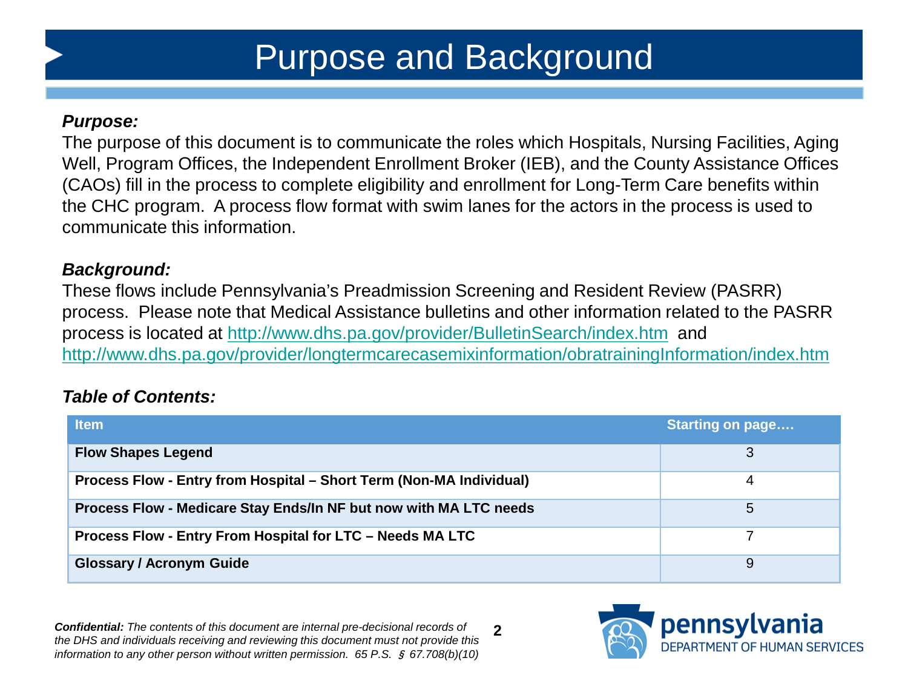# Purpose and Background

***Purpose:***

The purpose of this document is to communicate the roles which Hospitals, Nursing Facilities, Aging Well, Program Offices, the Independent Enrollment Broker (IEB), and the County Assistance Offices (CAOs) fill in the process to complete eligibility and enrollment for Long-Term Care benefits within the CHC program. A process flow format with swim lanes for the actors in the process is used to communicate this information.

***Background:***

These flows include Pennsylvania's Preadmission Screening and Resident Review (PASRR) process. Please note that Medical Assistance bulletins and other information related to the PASRR process is located at http://www.dhs.pa.gov/provider/BulletinSearch/index.htm and http://www.dhs.pa.gov/provider/longtermcarecasemixinformation/obratrainingInformation/index.htm

***Table of Contents:***

| Item | Starting on page…. |
|---|---|
| **Flow Shapes Legend** | 3 |
| **Process Flow - Entry from Hospital – Short Term (Non-MA Individual)** | 4 |
| **Process Flow - Medicare Stay Ends/In NF but now with MA LTC needs** | 5 |
| **Process Flow - Entry From Hospital for LTC – Needs MA LTC** | 7 |
| **Glossary / Acronym Guide** | 9 |

***Confidential:*** *The contents of this document are internal pre-decisional records of the DHS and individuals receiving and reviewing this document must not provide this information to any other person without written permission. 65 P.S. § 67.708(b)(10)*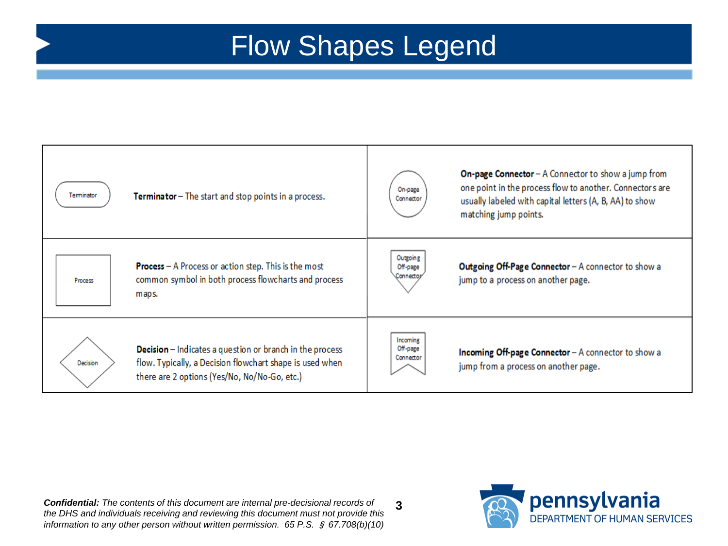# Flow Shapes Legend

| Shape | Description | Shape | Description |
|---|---|---|---|
| Terminator | **Terminator** – The start and stop points in a process. | On-page Connector | **On-page Connector** – A Connector to show a jump from one point in the process flow to another. Connectors are usually labeled with capital letters (A, B, AA) to show matching jump points. |
| Process | **Process** – A Process or action step. This is the most common symbol in both process flowcharts and process maps. | Outgoing Off-page Connector | **Outgoing Off-Page Connector** – A connector to show a jump to a process on another page. |
| Decision | **Decision** – Indicates a question or branch in the process flow. Typically, a Decision flowchart shape is used when there are 2 options (Yes/No, No/No-Go, etc.) | Incoming Off-page Connector | **Incoming Off-page Connector** – A connector to show a jump from a process on another page. |

***Confidential:*** *The contents of this document are internal pre-decisional records of the DHS and individuals receiving and reviewing this document must not provide this information to any other person without written permission. 65 P.S. § 67.708(b)(10)*

pennsylvania DEPARTMENT OF HUMAN SERVICES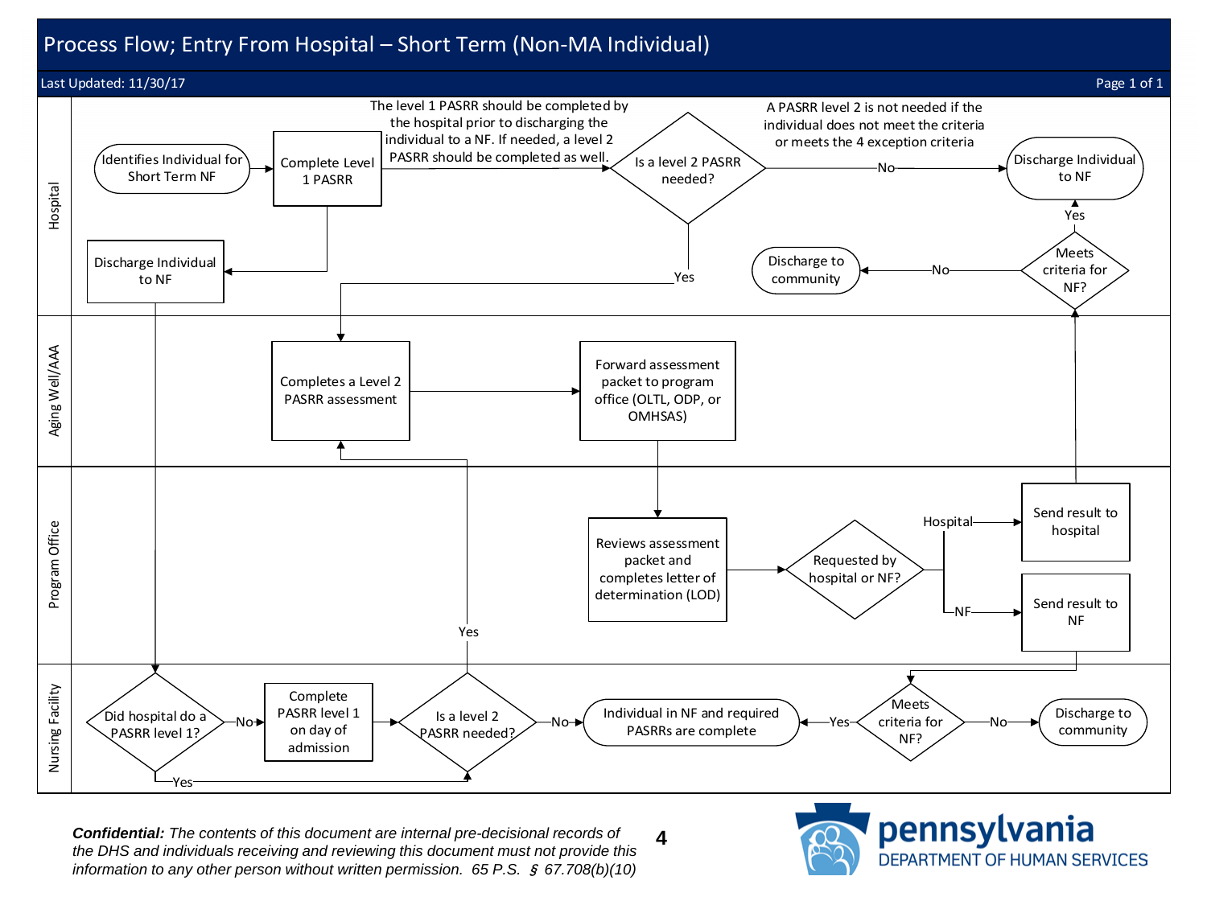# Process Flow; Entry From Hospital – Short Term (Non-MA Individual)

Last Updated: 11/30/17

**Hospital**

- Identifies Individual for Short Term NF → Complete Level 1 PASRR
- The level 1 PASRR should be completed by the hospital prior to discharging the individual to a NF. If needed, a level 2 PASRR should be completed as well.
- Complete Level 1 PASRR → Discharge Individual to NF
- Complete Level 1 PASRR → Is a level 2 PASRR needed?
  - No → Discharge Individual to NF
  - Yes → Completes a Level 2 PASRR assessment (Aging Well/AAA)
- A PASRR level 2 is not needed if the individual does not meet the criteria or meets the 4 exception criteria
- Meets criteria for NF?
  - Yes → Discharge Individual to NF
  - No → Discharge to community

**Aging Well/AAA**

- Completes a Level 2 PASRR assessment → Forward assessment packet to program office (OLTL, ODP, or OMHSAS)

**Program Office**

- Reviews assessment packet and completes letter of determination (LOD) → Requested by hospital or NF?
  - Hospital → Send result to hospital → Meets criteria for NF? (Hospital)
  - NF → Send result to NF → Meets criteria for NF? (Nursing Facility)

**Nursing Facility**

- Discharge Individual to NF (Hospital) → Did hospital do a PASRR level 1?
  - No → Complete PASRR level 1 on day of admission → Is a level 2 PASRR needed?
  - Yes → Is a level 2 PASRR needed?
- Is a level 2 PASRR needed?
  - Yes → Completes a Level 2 PASRR assessment (Aging Well/AAA)
  - No → Individual in NF and required PASRRs are complete
- Meets criteria for NF?
  - Yes → Individual in NF and required PASRRs are complete
  - No → Discharge to community

***Confidential:*** *The contents of this document are internal pre-decisional records of the DHS and individuals receiving and reviewing this document must not provide this information to any other person without written permission. 65 P.S. § 67.708(b)(10)*

pennsylvania DEPARTMENT OF HUMAN SERVICES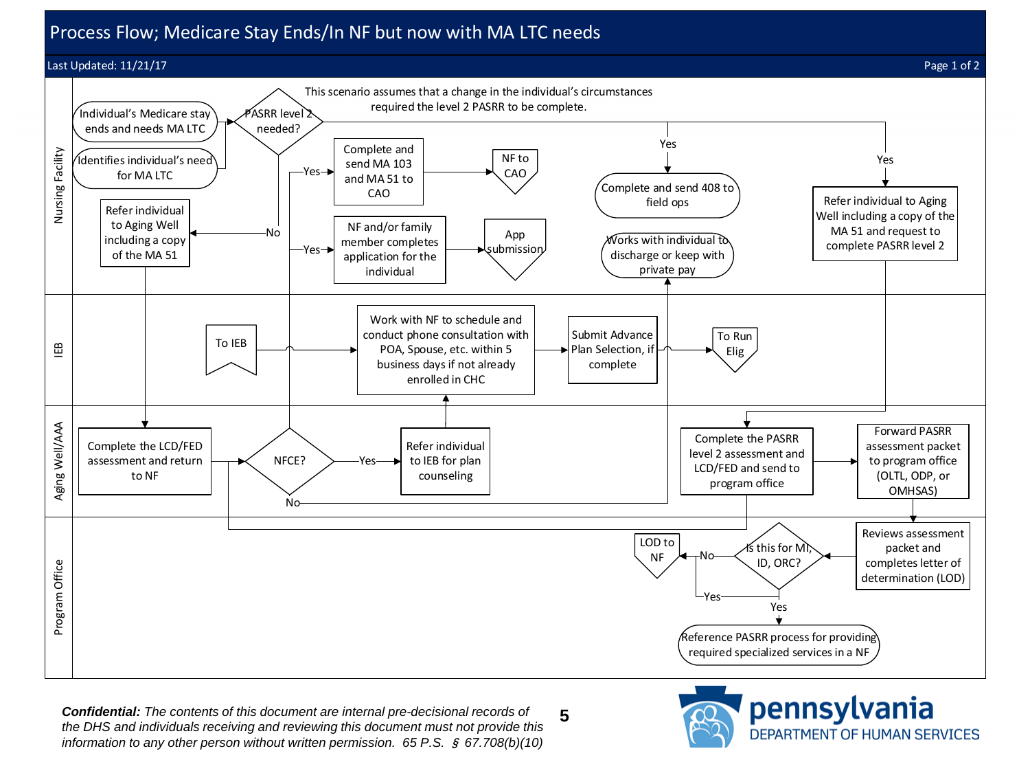# Process Flow; Medicare Stay Ends/In NF but now with MA LTC needs

Last Updated: 11/21/17

This scenario assumes that a change in the individual's circumstances required the level 2 PASRR to be complete.

## Nursing Facility

- Individual's Medicare stay ends and needs MA LTC
- Identifies individual's need for MA LTC
- PASRR level 2 needed?
  - No → Refer individual to Aging Well including a copy of the MA 51
  - Yes → Complete and send 408 to field ops
  - Yes → Refer individual to Aging Well including a copy of the MA 51 and request to complete PASRR level 2
- Complete and send MA 103 and MA 51 to CAO → NF to CAO
- NF and/or family member completes application for the individual → App submission
- Works with individual to discharge or keep with private pay

## IEB

- To IEB → Work with NF to schedule and conduct phone consultation with POA, Spouse, etc. within 5 business days if not already enrolled in CHC → Submit Advance Plan Selection, if complete → To Run Elig

## Aging Well/AAA

- Complete the LCD/FED assessment and return to NF → NFCE?
  - Yes → Refer individual to IEB for plan counseling
  - Yes → Complete and send MA 103 and MA 51 to CAO; NF and/or family member completes application for the individual
  - No → Works with individual to discharge or keep with private pay
- Complete the PASRR level 2 assessment and LCD/FED and send to program office → Forward PASRR assessment packet to program office (OLTL, ODP, or OMHSAS)

## Program Office

- Reviews assessment packet and completes letter of determination (LOD) → Is this for MI, ID, ORC?
  - No → LOD to NF
  - Yes → Reference PASRR process for providing required specialized services in a NF

***Confidential:*** *The contents of this document are internal pre-decisional records of the DHS and individuals receiving and reviewing this document must not provide this information to any other person without written permission. 65 P.S. § 67.708(b)(10)*

pennsylvania DEPARTMENT OF HUMAN SERVICES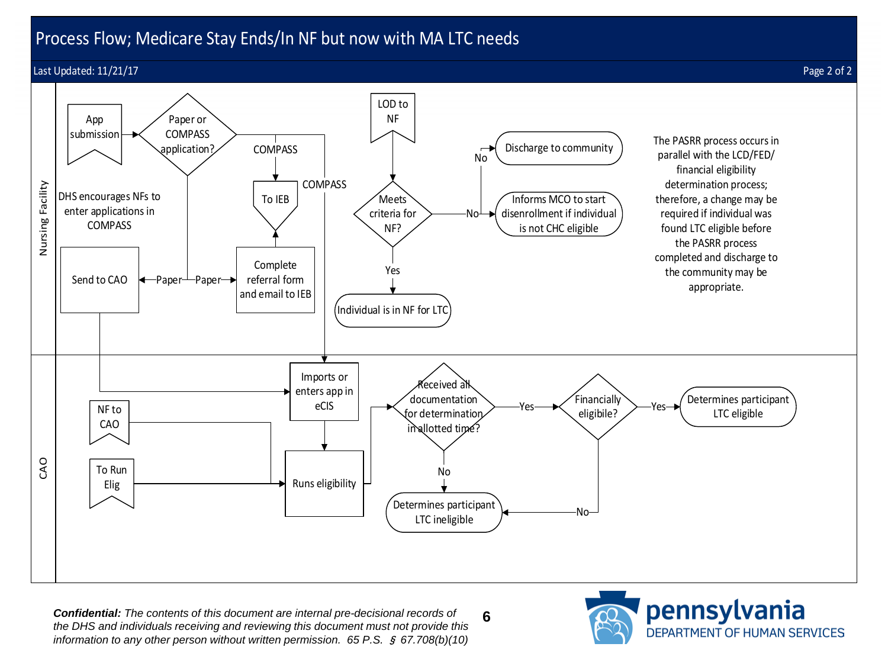# Process Flow; Medicare Stay Ends/In NF but now with MA LTC needs

Last Updated: 11/21/17

## Nursing Facility

- App submission → Paper or COMPASS application?
  - COMPASS → To IEB
  - COMPASS → Imports or enters app in eCIS
  - Paper → Send to CAO
  - Paper → Complete referral form and email to IEB → To IEB

DHS encourages NFs to enter applications in COMPASS

- LOD to NF → Meets criteria for NF?
  - No → Discharge to community
  - No → Informs MCO to start disenrollment if individual is not CHC eligible
  - Yes → Individual is in NF for LTC

The PASRR process occurs in parallel with the LCD/FED/ financial eligibility determination process; therefore, a change may be required if individual was found LTC eligible before the PASRR process completed and discharge to the community may be appropriate.

## CAO

- Send to CAO → Imports or enters app in eCIS → Runs eligibility
- NF to CAO → Runs eligibility
- To Run Elig → Runs eligibility
- Runs eligibility → Received all documentation for determination in allotted time?
  - No → Determines participant LTC ineligible
  - Yes → Financially eligible?
    - Yes → Determines participant LTC eligible
    - No → Determines participant LTC ineligible

***Confidential:*** *The contents of this document are internal pre-decisional records of the DHS and individuals receiving and reviewing this document must not provide this information to any other person without written permission. 65 P.S. § 67.708(b)(10)*

pennsylvania DEPARTMENT OF HUMAN SERVICES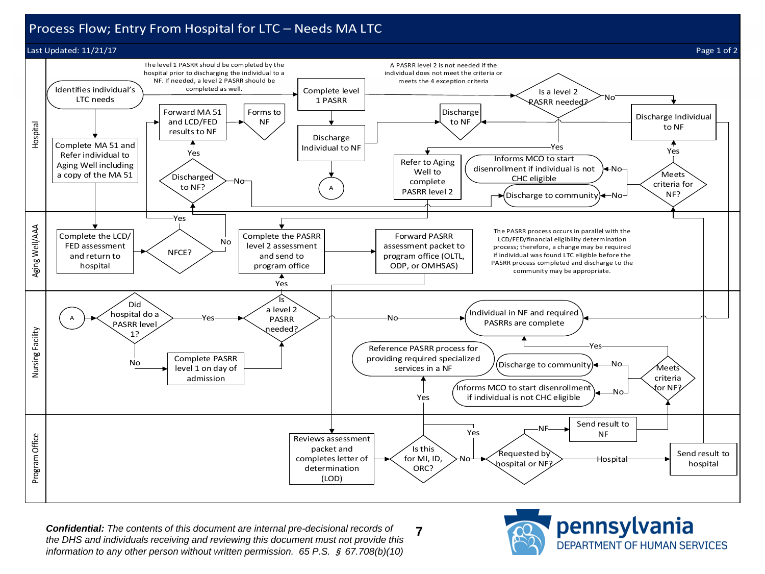# Process Flow; Entry From Hospital for LTC – Needs MA LTC

Last Updated: 11/21/17

## Hospital

- Identifies individual's LTC needs
- Complete MA 51 and Refer individual to Aging Well including a copy of the MA 51
- The level 1 PASRR should be completed by the hospital prior to discharging the individual to a NF. If needed, a level 2 PASRR should be completed as well.
- Complete level 1 PASRR
- Discharge Individual to NF → A
- A PASRR level 2 is not needed if the individual does not meet the criteria or meets the 4 exception criteria
- Is a level 2 PASRR needed?
  - No → Discharge Individual to NF
  - Yes → Refer to Aging Well to complete PASRR level 2
- Discharge to NF
- Forward MA 51 and LCD/FED results to NF → Forms to NF
- Discharged to NF?
  - Yes → Forward MA 51 and LCD/FED results to NF
  - No → Discharge to community
- Meets criteria for NF?
  - Yes → Discharge Individual to NF
  - No → Informs MCO to start disenrollment if individual is not CHC eligible
  - No → Discharge to community

## Aging Well/AAA

- Complete the LCD/FED assessment and return to hospital
- NFCE?
  - Yes → Forward MA 51 and LCD/FED results to NF
  - No → Discharged to NF?
- Complete the PASRR level 2 assessment and send to program office
- Forward PASRR assessment packet to program office (OLTL, ODP, or OMHSAS)
- The PASRR process occurs in parallel with the LCD/FED/financial eligibility determination process; therefore, a change may be required if individual was found LTC eligible before the PASRR process completed and discharge to the community may be appropriate.

## Nursing Facility

- A → Did hospital do a PASRR level 1?
  - Yes → Is a level 2 PASRR needed?
  - No → Complete PASRR level 1 on day of admission → Is a level 2 PASRR needed?
- Is a level 2 PASRR needed?
  - Yes → Complete the PASRR level 2 assessment and send to program office
  - No → Individual in NF and required PASRRs are complete
- Reference PASRR process for providing required specialized services in a NF
- Meets criteria for NF?
  - Yes → Individual in NF and required PASRRs are complete
  - No → Discharge to community
  - No → Informs MCO to start disenrollment if individual is not CHC eligible

## Program Office

- Reviews assessment packet and completes letter of determination (LOD)
- Is this for MI, ID, ORC?
  - Yes → Reference PASRR process for providing required specialized services in a NF
  - No → Requested by hospital or NF?
- Requested by hospital or NF?
  - NF → Send result to NF → Meets criteria for NF? (Nursing Facility)
  - Hospital → Send result to hospital → Meets criteria for NF? (Hospital)

***Confidential:*** *The contents of this document are internal pre-decisional records of the DHS and individuals receiving and reviewing this document must not provide this information to any other person without written permission. 65 P.S. § 67.708(b)(10)*

pennsylvania DEPARTMENT OF HUMAN SERVICES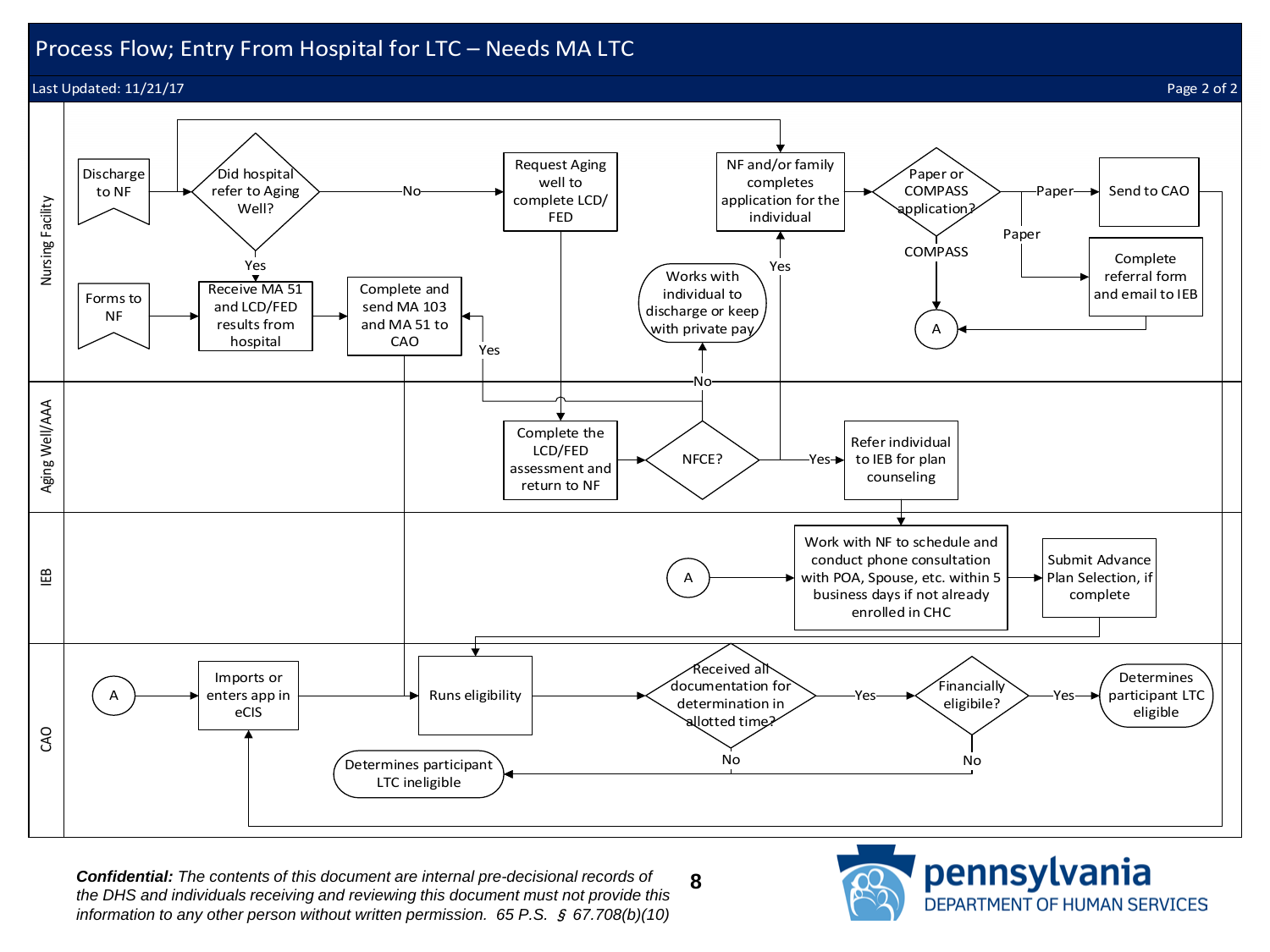# Process Flow; Entry From Hospital for LTC – Needs MA LTC

Last Updated: 11/21/17

## Nursing Facility

- Discharge to NF
- Did hospital refer to Aging Well?
  - No → Request Aging well to complete LCD/FED
  - Yes → Receive MA 51 and LCD/FED results from hospital
- Forms to NF → Receive MA 51 and LCD/FED results from hospital
- Receive MA 51 and LCD/FED results from hospital → Complete and send MA 103 and MA 51 to CAO
- Works with individual to discharge or keep with private pay
- NF and/or family completes application for the individual
- Paper or COMPASS application?
  - Paper → Send to CAO
  - Paper → Complete referral form and email to IEB → A
  - COMPASS → A

## Aging Well/AAA

- Complete the LCD/FED assessment and return to NF
- NFCE?
  - No → Works with individual to discharge or keep with private pay
  - Yes → Complete and send MA 103 and MA 51 to CAO
  - Yes → NF and/or family completes application for the individual
  - Yes → Refer individual to IEB for plan counseling

## IEB

- A → Work with NF to schedule and conduct phone consultation with POA, Spouse, etc. within 5 business days if not already enrolled in CHC
- Refer individual to IEB for plan counseling → Work with NF to schedule and conduct phone consultation with POA, Spouse, etc. within 5 business days if not already enrolled in CHC
- Submit Advance Plan Selection, if complete

## CAO

- A → Imports or enters app in eCIS → Runs eligibility
- Runs eligibility → Received all documentation for determination in allotted time?
  - No → Determines participant LTC ineligible
  - Yes → Financially eligibile?
    - No → Determines participant LTC ineligible
    - Yes → Determines participant LTC eligible

*__Confidential:__ The contents of this document are internal pre-decisional records of the DHS and individuals receiving and reviewing this document must not provide this information to any other person without written permission. 65 P.S. § 67.708(b)(10)*

pennsylvania
DEPARTMENT OF HUMAN SERVICES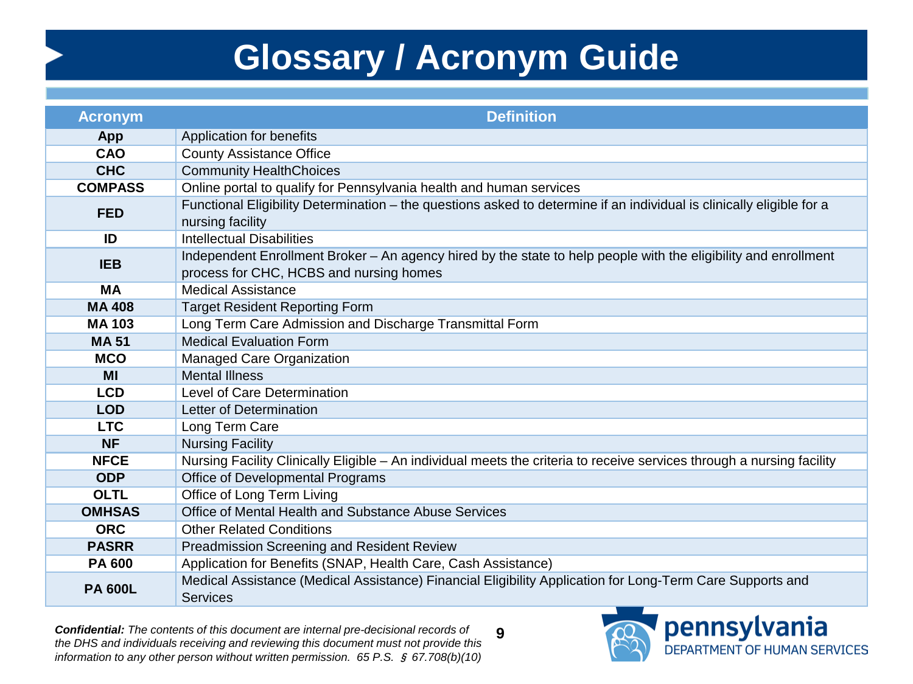# Glossary / Acronym Guide

| Acronym | Definition |
|---|---|
| App | Application for benefits |
| CAO | County Assistance Office |
| CHC | Community HealthChoices |
| COMPASS | Online portal to qualify for Pennsylvania health and human services |
| FED | Functional Eligibility Determination – the questions asked to determine if an individual is clinically eligible for a nursing facility |
| ID | Intellectual Disabilities |
| IEB | Independent Enrollment Broker – An agency hired by the state to help people with the eligibility and enrollment process for CHC, HCBS and nursing homes |
| MA | Medical Assistance |
| MA 408 | Target Resident Reporting Form |
| MA 103 | Long Term Care Admission and Discharge Transmittal Form |
| MA 51 | Medical Evaluation Form |
| MCO | Managed Care Organization |
| MI | Mental Illness |
| LCD | Level of Care Determination |
| LOD | Letter of Determination |
| LTC | Long Term Care |
| NF | Nursing Facility |
| NFCE | Nursing Facility Clinically Eligible – An individual meets the criteria to receive services through a nursing facility |
| ODP | Office of Developmental Programs |
| OLTL | Office of Long Term Living |
| OMHSAS | Office of Mental Health and Substance Abuse Services |
| ORC | Other Related Conditions |
| PASRR | Preadmission Screening and Resident Review |
| PA 600 | Application for Benefits (SNAP, Health Care, Cash Assistance) |
| PA 600L | Medical Assistance (Medical Assistance) Financial Eligibility Application for Long-Term Care Supports and Services |

***Confidential:*** *The contents of this document are internal pre-decisional records of the DHS and individuals receiving and reviewing this document must not provide this information to any other person without written permission. 65 P.S. § 67.708(b)(10)*

pennsylvania
DEPARTMENT OF HUMAN SERVICES